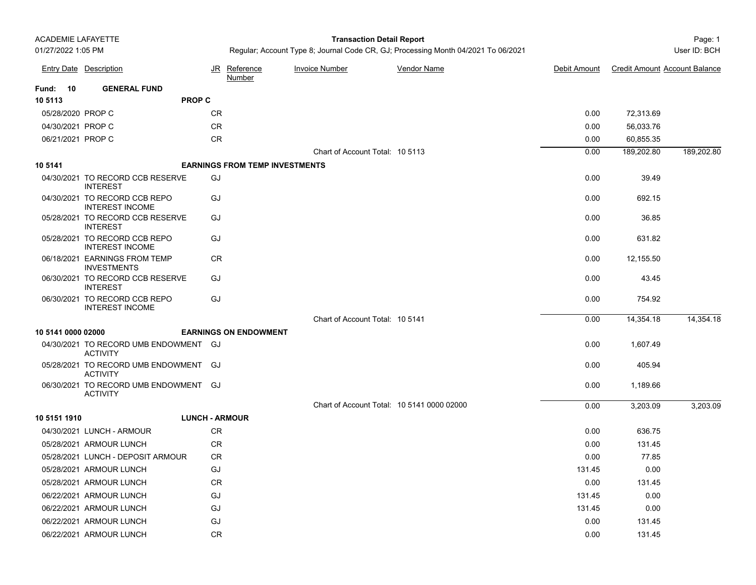ACADEMIE LAFAYETTE

01/27/2022 1:05 PM

**Transaction Detail Report**

Regular; Account Type 8; Journal Code CR, GJ; Processing Month 04/2021 To 06/2021

User ID: BCH

| Entry Date | Description | JR | Reference Number | Invoice Number | Vendor Name | Debit Amount | Credit Amount | Account Balance |
|---|---|---|---|---|---|---|---|---|
| **Fund: 10** | **GENERAL FUND** | | | | | | | |
| **10 5113** | | **PROP C** | | | | | | |
| 05/28/2020 | PROP C | CR | | | | 0.00 | 72,313.69 | |
| 04/30/2021 | PROP C | CR | | | | 0.00 | 56,033.76 | |
| 06/21/2021 | PROP C | CR | | | | 0.00 | 60,855.35 | |
| | | | | Chart of Account Total: 10 5113 | | 0.00 | 189,202.80 | 189,202.80 |
| **10 5141** | | **EARNINGS FROM TEMP INVESTMENTS** | | | | | | |
| 04/30/2021 | TO RECORD CCB RESERVE INTEREST | GJ | | | | 0.00 | 39.49 | |
| 04/30/2021 | TO RECORD CCB REPO INTEREST INCOME | GJ | | | | 0.00 | 692.15 | |
| 05/28/2021 | TO RECORD CCB RESERVE INTEREST | GJ | | | | 0.00 | 36.85 | |
| 05/28/2021 | TO RECORD CCB REPO INTEREST INCOME | GJ | | | | 0.00 | 631.82 | |
| 06/18/2021 | EARNINGS FROM TEMP INVESTMENTS | CR | | | | 0.00 | 12,155.50 | |
| 06/30/2021 | TO RECORD CCB RESERVE INTEREST | GJ | | | | 0.00 | 43.45 | |
| 06/30/2021 | TO RECORD CCB REPO INTEREST INCOME | GJ | | | | 0.00 | 754.92 | |
| | | | | Chart of Account Total: 10 5141 | | 0.00 | 14,354.18 | 14,354.18 |
| **10 5141 0000 02000** | | **EARNINGS ON ENDOWMENT** | | | | | | |
| 04/30/2021 | TO RECORD UMB ENDOWMENT ACTIVITY | GJ | | | | 0.00 | 1,607.49 | |
| 05/28/2021 | TO RECORD UMB ENDOWMENT ACTIVITY | GJ | | | | 0.00 | 405.94 | |
| 06/30/2021 | TO RECORD UMB ENDOWMENT ACTIVITY | GJ | | | | 0.00 | 1,189.66 | |
| | | | | Chart of Account Total: 10 5141 0000 02000 | | 0.00 | 3,203.09 | 3,203.09 |
| **10 5151 1910** | | **LUNCH - ARMOUR** | | | | | | |
| 04/30/2021 | LUNCH - ARMOUR | CR | | | | 0.00 | 636.75 | |
| 05/28/2021 | ARMOUR LUNCH | CR | | | | 0.00 | 131.45 | |
| 05/28/2021 | LUNCH - DEPOSIT ARMOUR | CR | | | | 0.00 | 77.85 | |
| 05/28/2021 | ARMOUR LUNCH | GJ | | | | 131.45 | 0.00 | |
| 05/28/2021 | ARMOUR LUNCH | CR | | | | 0.00 | 131.45 | |
| 06/22/2021 | ARMOUR LUNCH | GJ | | | | 131.45 | 0.00 | |
| 06/22/2021 | ARMOUR LUNCH | GJ | | | | 131.45 | 0.00 | |
| 06/22/2021 | ARMOUR LUNCH | GJ | | | | 0.00 | 131.45 | |
| 06/22/2021 | ARMOUR LUNCH | CR | | | | 0.00 | 131.45 | |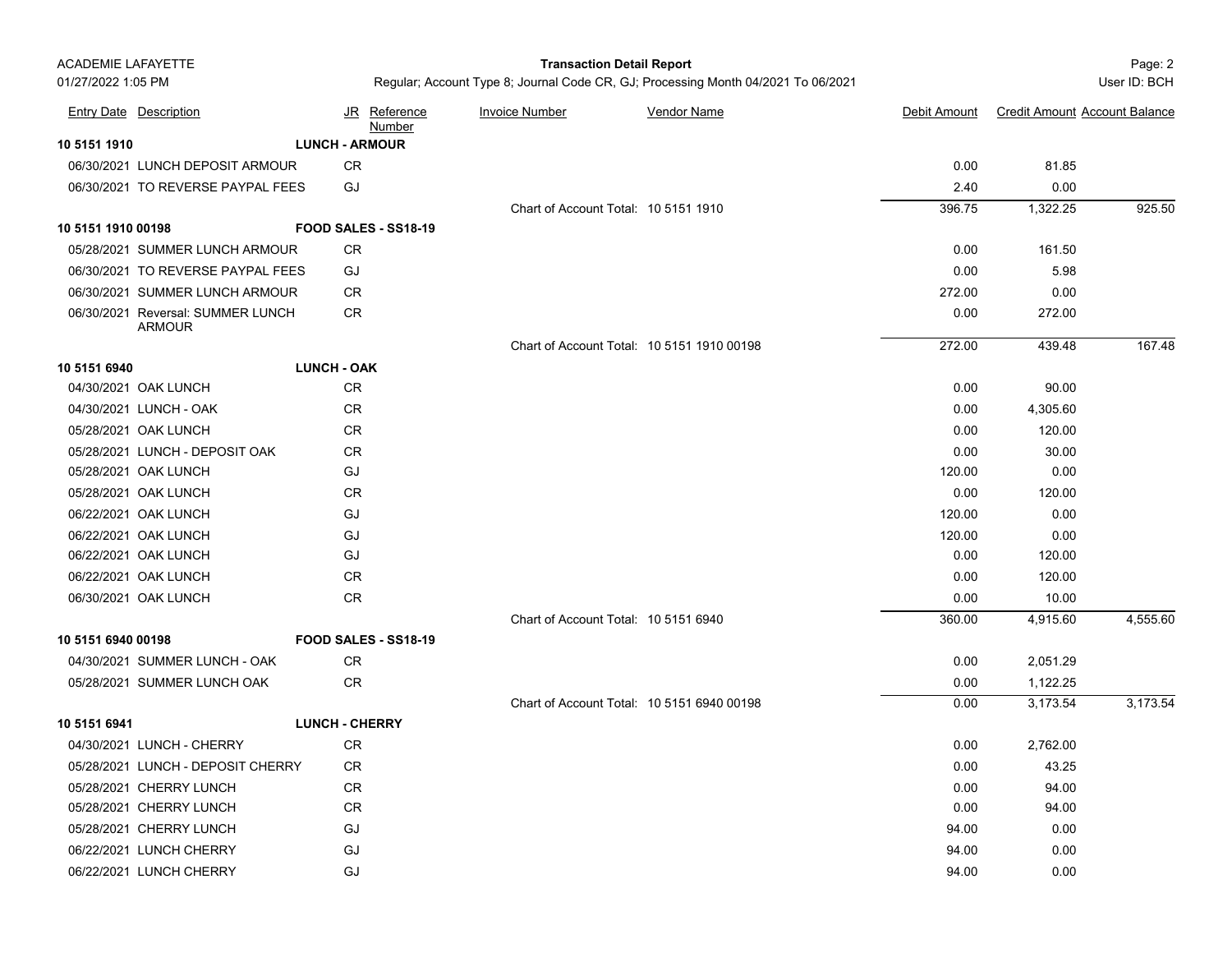ACADEMIE LAFAYETTE

01/27/2022 1:05 PM

**Transaction Detail Report**

Regular; Account Type 8; Journal Code CR, GJ; Processing Month 04/2021 To 06/2021

User ID: BCH

| Entry Date | Description | JR | Reference Number | Invoice Number | Vendor Name | Debit Amount | Credit Amount | Account Balance |
|---|---|---|---|---|---|---|---|---|
| **10 5151 1910** | | **LUNCH - ARMOUR** | | | | | | |
| 06/30/2021 | LUNCH DEPOSIT ARMOUR | CR | | | | 0.00 | 81.85 | |
| 06/30/2021 | TO REVERSE PAYPAL FEES | GJ | | | | 2.40 | 0.00 | |
| | | | | Chart of Account Total: 10 5151 1910 | | 396.75 | 1,322.25 | 925.50 |
| **10 5151 1910 00198** | | **FOOD SALES - SS18-19** | | | | | | |
| 05/28/2021 | SUMMER LUNCH ARMOUR | CR | | | | 0.00 | 161.50 | |
| 06/30/2021 | TO REVERSE PAYPAL FEES | GJ | | | | 0.00 | 5.98 | |
| 06/30/2021 | SUMMER LUNCH ARMOUR | CR | | | | 272.00 | 0.00 | |
| 06/30/2021 | Reversal: SUMMER LUNCH ARMOUR | CR | | | | 0.00 | 272.00 | |
| | | | | Chart of Account Total: 10 5151 1910 00198 | | 272.00 | 439.48 | 167.48 |
| **10 5151 6940** | | **LUNCH - OAK** | | | | | | |
| 04/30/2021 | OAK LUNCH | CR | | | | 0.00 | 90.00 | |
| 04/30/2021 | LUNCH - OAK | CR | | | | 0.00 | 4,305.60 | |
| 05/28/2021 | OAK LUNCH | CR | | | | 0.00 | 120.00 | |
| 05/28/2021 | LUNCH - DEPOSIT OAK | CR | | | | 0.00 | 30.00 | |
| 05/28/2021 | OAK LUNCH | GJ | | | | 120.00 | 0.00 | |
| 05/28/2021 | OAK LUNCH | CR | | | | 0.00 | 120.00 | |
| 06/22/2021 | OAK LUNCH | GJ | | | | 120.00 | 0.00 | |
| 06/22/2021 | OAK LUNCH | GJ | | | | 120.00 | 0.00 | |
| 06/22/2021 | OAK LUNCH | GJ | | | | 0.00 | 120.00 | |
| 06/22/2021 | OAK LUNCH | CR | | | | 0.00 | 120.00 | |
| 06/30/2021 | OAK LUNCH | CR | | | | 0.00 | 10.00 | |
| | | | | Chart of Account Total: 10 5151 6940 | | 360.00 | 4,915.60 | 4,555.60 |
| **10 5151 6940 00198** | | **FOOD SALES - SS18-19** | | | | | | |
| 04/30/2021 | SUMMER LUNCH - OAK | CR | | | | 0.00 | 2,051.29 | |
| 05/28/2021 | SUMMER LUNCH OAK | CR | | | | 0.00 | 1,122.25 | |
| | | | | Chart of Account Total: 10 5151 6940 00198 | | 0.00 | 3,173.54 | 3,173.54 |
| **10 5151 6941** | | **LUNCH - CHERRY** | | | | | | |
| 04/30/2021 | LUNCH - CHERRY | CR | | | | 0.00 | 2,762.00 | |
| 05/28/2021 | LUNCH - DEPOSIT CHERRY | CR | | | | 0.00 | 43.25 | |
| 05/28/2021 | CHERRY LUNCH | CR | | | | 0.00 | 94.00 | |
| 05/28/2021 | CHERRY LUNCH | CR | | | | 0.00 | 94.00 | |
| 05/28/2021 | CHERRY LUNCH | GJ | | | | 94.00 | 0.00 | |
| 06/22/2021 | LUNCH CHERRY | GJ | | | | 94.00 | 0.00 | |
| 06/22/2021 | LUNCH CHERRY | GJ | | | | 94.00 | 0.00 | |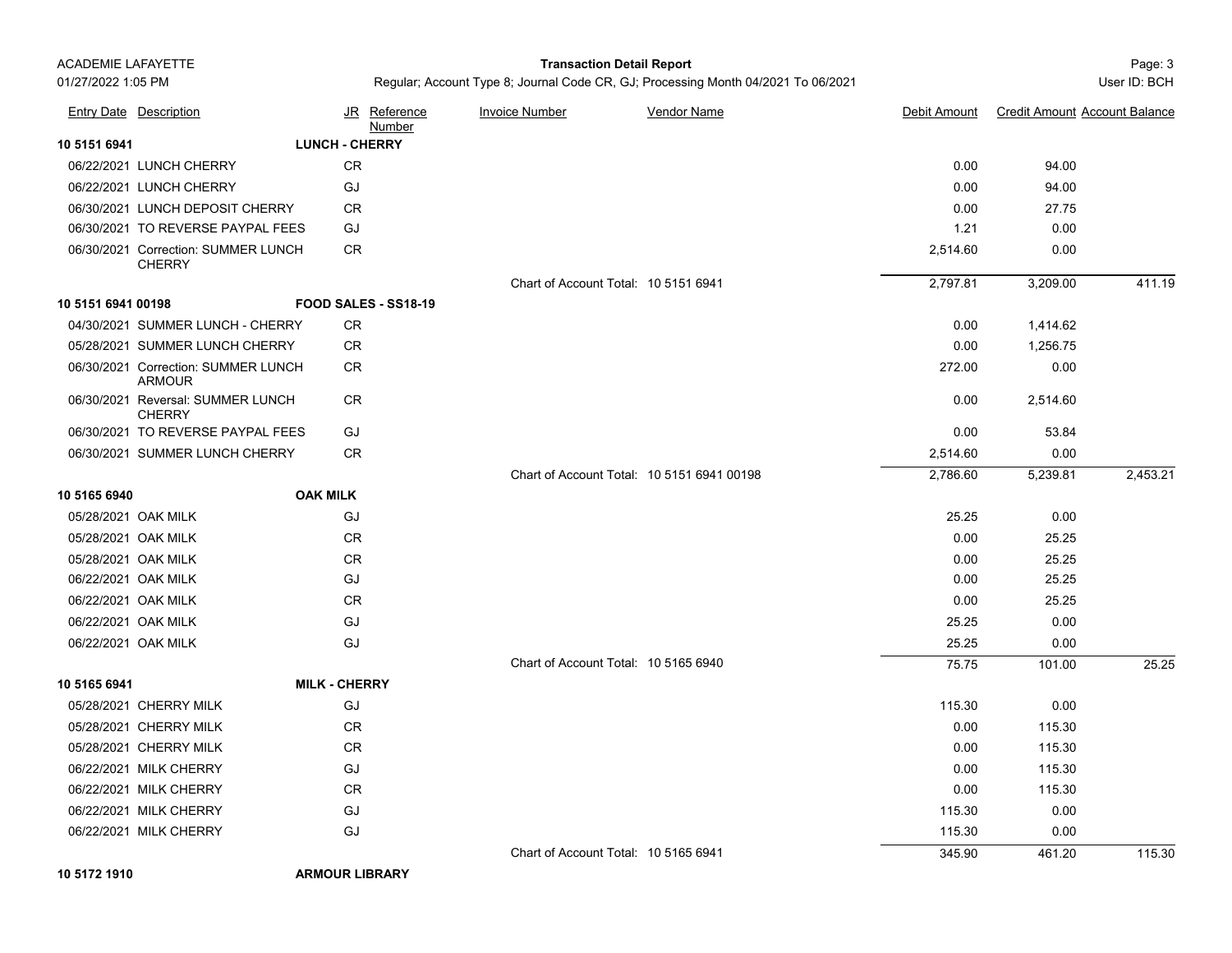ACADEMIE LAFAYETTE

01/27/2022 1:05 PM

**Transaction Detail Report**

Regular; Account Type 8; Journal Code CR, GJ; Processing Month 04/2021 To 06/2021

User ID: BCH

| Entry Date | Description | JR | Reference Number | Invoice Number | Vendor Name | Debit Amount | Credit Amount | Account Balance |
|---|---|---|---|---|---|---|---|---|
| **10 5151 6941** | **LUNCH - CHERRY** | | | | | | | |
| 06/22/2021 | LUNCH CHERRY | CR | | | | 0.00 | 94.00 | |
| 06/22/2021 | LUNCH CHERRY | GJ | | | | 0.00 | 94.00 | |
| 06/30/2021 | LUNCH DEPOSIT CHERRY | CR | | | | 0.00 | 27.75 | |
| 06/30/2021 | TO REVERSE PAYPAL FEES | GJ | | | | 1.21 | 0.00 | |
| 06/30/2021 | Correction: SUMMER LUNCH CHERRY | CR | | | | 2,514.60 | 0.00 | |
| | | | | Chart of Account Total: | 10 5151 6941 | 2,797.81 | 3,209.00 | 411.19 |
| **10 5151 6941 00198** | **FOOD SALES - SS18-19** | | | | | | | |
| 04/30/2021 | SUMMER LUNCH - CHERRY | CR | | | | 0.00 | 1,414.62 | |
| 05/28/2021 | SUMMER LUNCH CHERRY | CR | | | | 0.00 | 1,256.75 | |
| 06/30/2021 | Correction: SUMMER LUNCH ARMOUR | CR | | | | 272.00 | 0.00 | |
| 06/30/2021 | Reversal: SUMMER LUNCH CHERRY | CR | | | | 0.00 | 2,514.60 | |
| 06/30/2021 | TO REVERSE PAYPAL FEES | GJ | | | | 0.00 | 53.84 | |
| 06/30/2021 | SUMMER LUNCH CHERRY | CR | | | | 2,514.60 | 0.00 | |
| | | | | Chart of Account Total: | 10 5151 6941 00198 | 2,786.60 | 5,239.81 | 2,453.21 |
| **10 5165 6940** | **OAK MILK** | | | | | | | |
| 05/28/2021 | OAK MILK | GJ | | | | 25.25 | 0.00 | |
| 05/28/2021 | OAK MILK | CR | | | | 0.00 | 25.25 | |
| 05/28/2021 | OAK MILK | CR | | | | 0.00 | 25.25 | |
| 06/22/2021 | OAK MILK | GJ | | | | 0.00 | 25.25 | |
| 06/22/2021 | OAK MILK | CR | | | | 0.00 | 25.25 | |
| 06/22/2021 | OAK MILK | GJ | | | | 25.25 | 0.00 | |
| 06/22/2021 | OAK MILK | GJ | | | | 25.25 | 0.00 | |
| | | | | Chart of Account Total: | 10 5165 6940 | 75.75 | 101.00 | 25.25 |
| **10 5165 6941** | **MILK - CHERRY** | | | | | | | |
| 05/28/2021 | CHERRY MILK | GJ | | | | 115.30 | 0.00 | |
| 05/28/2021 | CHERRY MILK | CR | | | | 0.00 | 115.30 | |
| 05/28/2021 | CHERRY MILK | CR | | | | 0.00 | 115.30 | |
| 06/22/2021 | MILK CHERRY | GJ | | | | 0.00 | 115.30 | |
| 06/22/2021 | MILK CHERRY | CR | | | | 0.00 | 115.30 | |
| 06/22/2021 | MILK CHERRY | GJ | | | | 115.30 | 0.00 | |
| 06/22/2021 | MILK CHERRY | GJ | | | | 115.30 | 0.00 | |
| | | | | Chart of Account Total: | 10 5165 6941 | 345.90 | 461.20 | 115.30 |
| **10 5172 1910** | **ARMOUR LIBRARY** | | | | | | | |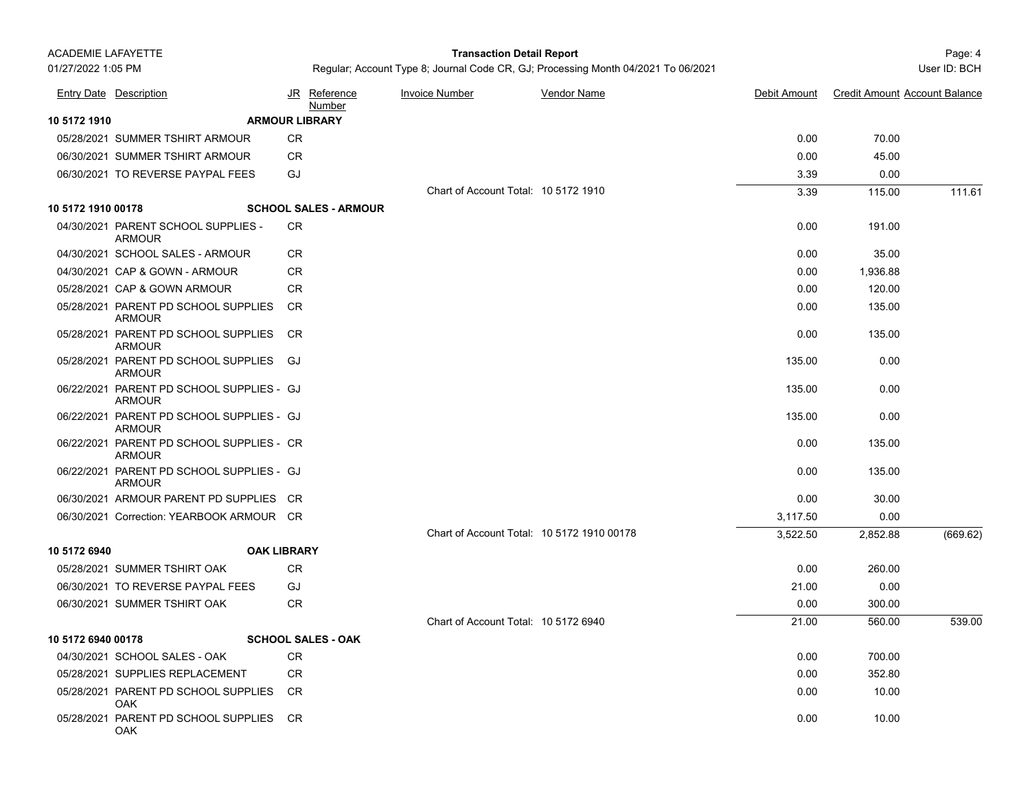ACADEMIE LAFAYETTE

01/27/2022 1:05 PM

**Transaction Detail Report**

Regular; Account Type 8; Journal Code CR, GJ; Processing Month 04/2021 To 06/2021

User ID: BCH

| Entry Date | Description | JR | Reference Number | Invoice Number | Vendor Name | Debit Amount | Credit Amount | Account Balance |
|---|---|---|---|---|---|---|---|---|
| **10 5172 1910** | **ARMOUR LIBRARY** | | | | | | | |
| 05/28/2021 | SUMMER TSHIRT ARMOUR | CR | | | | 0.00 | 70.00 | |
| 06/30/2021 | SUMMER TSHIRT ARMOUR | CR | | | | 0.00 | 45.00 | |
| 06/30/2021 | TO REVERSE PAYPAL FEES | GJ | | | | 3.39 | 0.00 | |
| | | | | Chart of Account Total: 10 5172 1910 | | 3.39 | 115.00 | 111.61 |
| **10 5172 1910 00178** | **SCHOOL SALES - ARMOUR** | | | | | | | |
| 04/30/2021 | PARENT SCHOOL SUPPLIES - ARMOUR | CR | | | | 0.00 | 191.00 | |
| 04/30/2021 | SCHOOL SALES - ARMOUR | CR | | | | 0.00 | 35.00 | |
| 04/30/2021 | CAP & GOWN - ARMOUR | CR | | | | 0.00 | 1,936.88 | |
| 05/28/2021 | CAP & GOWN ARMOUR | CR | | | | 0.00 | 120.00 | |
| 05/28/2021 | PARENT PD SCHOOL SUPPLIES ARMOUR | CR | | | | 0.00 | 135.00 | |
| 05/28/2021 | PARENT PD SCHOOL SUPPLIES ARMOUR | CR | | | | 0.00 | 135.00 | |
| 05/28/2021 | PARENT PD SCHOOL SUPPLIES ARMOUR | GJ | | | | 135.00 | 0.00 | |
| 06/22/2021 | PARENT PD SCHOOL SUPPLIES - ARMOUR | GJ | | | | 135.00 | 0.00 | |
| 06/22/2021 | PARENT PD SCHOOL SUPPLIES - ARMOUR | GJ | | | | 135.00 | 0.00 | |
| 06/22/2021 | PARENT PD SCHOOL SUPPLIES - ARMOUR | CR | | | | 0.00 | 135.00 | |
| 06/22/2021 | PARENT PD SCHOOL SUPPLIES - ARMOUR | GJ | | | | 0.00 | 135.00 | |
| 06/30/2021 | ARMOUR PARENT PD SUPPLIES | CR | | | | 0.00 | 30.00 | |
| 06/30/2021 | Correction: YEARBOOK ARMOUR | CR | | | | 3,117.50 | 0.00 | |
| | | | | Chart of Account Total: 10 5172 1910 00178 | | 3,522.50 | 2,852.88 | (669.62) |
| **10 5172 6940** | **OAK LIBRARY** | | | | | | | |
| 05/28/2021 | SUMMER TSHIRT OAK | CR | | | | 0.00 | 260.00 | |
| 06/30/2021 | TO REVERSE PAYPAL FEES | GJ | | | | 21.00 | 0.00 | |
| 06/30/2021 | SUMMER TSHIRT OAK | CR | | | | 0.00 | 300.00 | |
| | | | | Chart of Account Total: 10 5172 6940 | | 21.00 | 560.00 | 539.00 |
| **10 5172 6940 00178** | **SCHOOL SALES - OAK** | | | | | | | |
| 04/30/2021 | SCHOOL SALES - OAK | CR | | | | 0.00 | 700.00 | |
| 05/28/2021 | SUPPLIES REPLACEMENT | CR | | | | 0.00 | 352.80 | |
| 05/28/2021 | PARENT PD SCHOOL SUPPLIES OAK | CR | | | | 0.00 | 10.00 | |
| 05/28/2021 | PARENT PD SCHOOL SUPPLIES OAK | CR | | | | 0.00 | 10.00 | |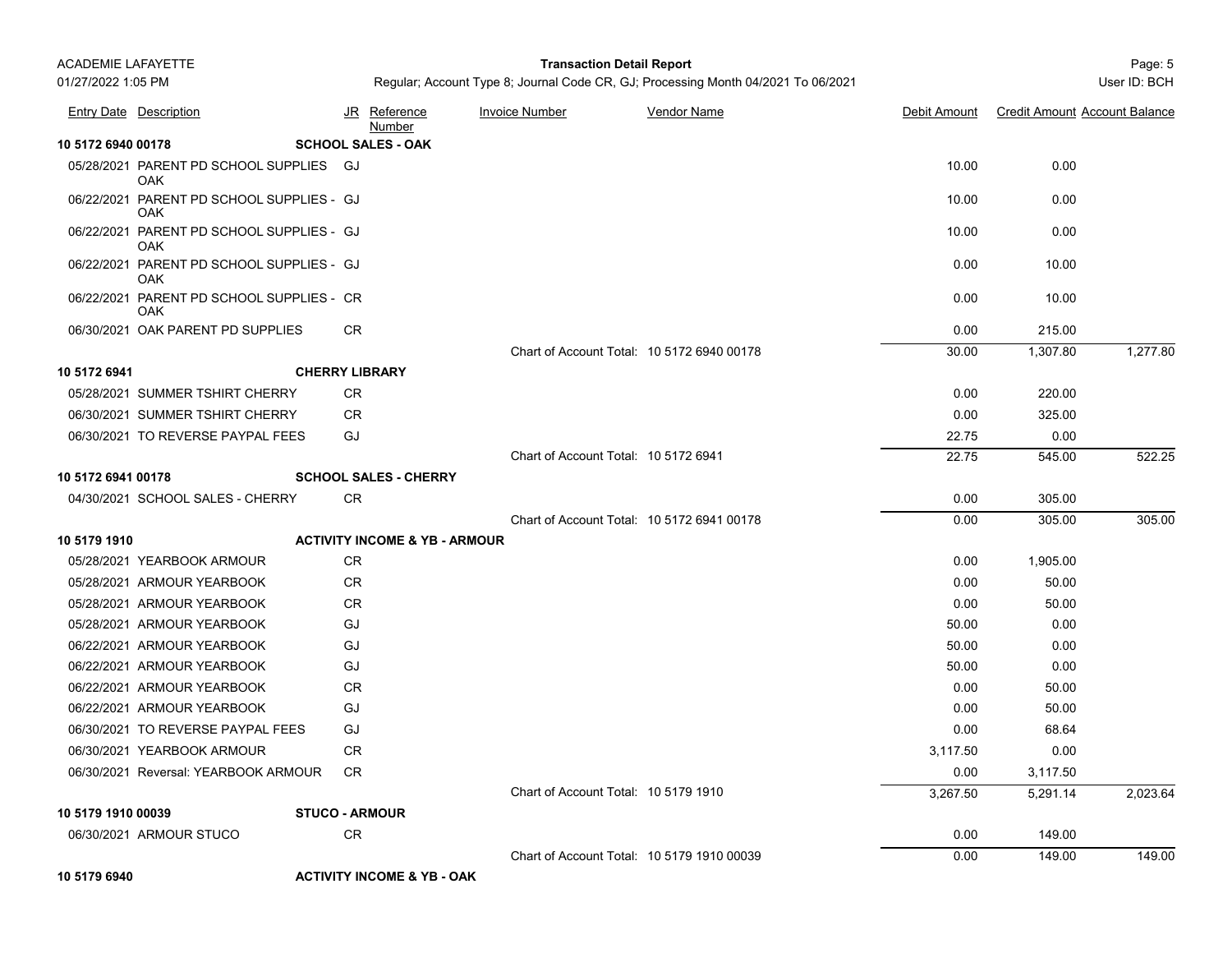ACADEMIE LAFAYETTE

01/27/2022 1:05 PM

**Transaction Detail Report**

Regular; Account Type 8; Journal Code CR, GJ; Processing Month 04/2021 To 06/2021

User ID: BCH

| Entry Date | Description | JR | Reference Number | Invoice Number | Vendor Name | Debit Amount | Credit Amount | Account Balance |
|---|---|---|---|---|---|---|---|---|
| **10 5172 6940 00178** | | **SCHOOL SALES - OAK** | | | | | | |
| 05/28/2021 | PARENT PD SCHOOL SUPPLIES OAK | GJ | | | | 10.00 | 0.00 | |
| 06/22/2021 | PARENT PD SCHOOL SUPPLIES - OAK | GJ | | | | 10.00 | 0.00 | |
| 06/22/2021 | PARENT PD SCHOOL SUPPLIES - OAK | GJ | | | | 10.00 | 0.00 | |
| 06/22/2021 | PARENT PD SCHOOL SUPPLIES - OAK | GJ | | | | 0.00 | 10.00 | |
| 06/22/2021 | PARENT PD SCHOOL SUPPLIES - OAK | CR | | | | 0.00 | 10.00 | |
| 06/30/2021 | OAK PARENT PD SUPPLIES | CR | | | | 0.00 | 215.00 | |
| | | | | Chart of Account Total: | 10 5172 6940 00178 | 30.00 | 1,307.80 | 1,277.80 |
| **10 5172 6941** | | **CHERRY LIBRARY** | | | | | | |
| 05/28/2021 | SUMMER TSHIRT CHERRY | CR | | | | 0.00 | 220.00 | |
| 06/30/2021 | SUMMER TSHIRT CHERRY | CR | | | | 0.00 | 325.00 | |
| 06/30/2021 | TO REVERSE PAYPAL FEES | GJ | | | | 22.75 | 0.00 | |
| | | | | Chart of Account Total: | 10 5172 6941 | 22.75 | 545.00 | 522.25 |
| **10 5172 6941 00178** | | **SCHOOL SALES - CHERRY** | | | | | | |
| 04/30/2021 | SCHOOL SALES - CHERRY | CR | | | | 0.00 | 305.00 | |
| | | | | Chart of Account Total: | 10 5172 6941 00178 | 0.00 | 305.00 | 305.00 |
| **10 5179 1910** | | **ACTIVITY INCOME & YB - ARMOUR** | | | | | | |
| 05/28/2021 | YEARBOOK ARMOUR | CR | | | | 0.00 | 1,905.00 | |
| 05/28/2021 | ARMOUR YEARBOOK | CR | | | | 0.00 | 50.00 | |
| 05/28/2021 | ARMOUR YEARBOOK | CR | | | | 0.00 | 50.00 | |
| 05/28/2021 | ARMOUR YEARBOOK | GJ | | | | 50.00 | 0.00 | |
| 06/22/2021 | ARMOUR YEARBOOK | GJ | | | | 50.00 | 0.00 | |
| 06/22/2021 | ARMOUR YEARBOOK | GJ | | | | 50.00 | 0.00 | |
| 06/22/2021 | ARMOUR YEARBOOK | CR | | | | 0.00 | 50.00 | |
| 06/22/2021 | ARMOUR YEARBOOK | GJ | | | | 0.00 | 50.00 | |
| 06/30/2021 | TO REVERSE PAYPAL FEES | GJ | | | | 0.00 | 68.64 | |
| 06/30/2021 | YEARBOOK ARMOUR | CR | | | | 3,117.50 | 0.00 | |
| 06/30/2021 | Reversal: YEARBOOK ARMOUR | CR | | | | 0.00 | 3,117.50 | |
| | | | | Chart of Account Total: | 10 5179 1910 | 3,267.50 | 5,291.14 | 2,023.64 |
| **10 5179 1910 00039** | | **STUCO - ARMOUR** | | | | | | |
| 06/30/2021 | ARMOUR STUCO | CR | | | | 0.00 | 149.00 | |
| | | | | Chart of Account Total: | 10 5179 1910 00039 | 0.00 | 149.00 | 149.00 |
| **10 5179 6940** | | **ACTIVITY INCOME & YB - OAK** | | | | | | |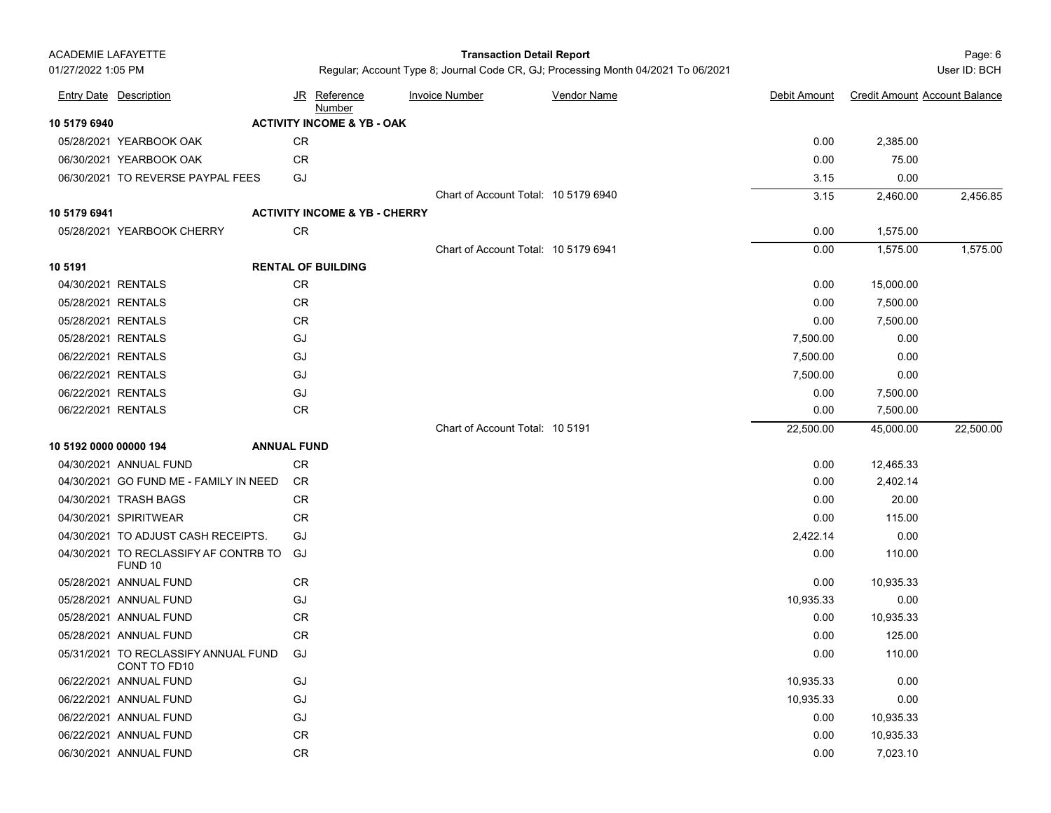ACADEMIE LAFAYETTE
01/27/2022 1:05 PM

**Transaction Detail Report**

Regular; Account Type 8; Journal Code CR, GJ; Processing Month 04/2021 To 06/2021

User ID: BCH

| Entry Date | Description | JR | Reference Number | Invoice Number | Vendor Name | Debit Amount | Credit Amount | Account Balance |
|---|---|---|---|---|---|---|---|---|
| **10 5179 6940** | | **ACTIVITY INCOME & YB - OAK** | | | | | | |
| 05/28/2021 | YEARBOOK OAK | CR | | | | 0.00 | 2,385.00 | |
| 06/30/2021 | YEARBOOK OAK | CR | | | | 0.00 | 75.00 | |
| 06/30/2021 | TO REVERSE PAYPAL FEES | GJ | | | | 3.15 | 0.00 | |
| | | | | Chart of Account Total: 10 5179 6940 | | 3.15 | 2,460.00 | 2,456.85 |
| **10 5179 6941** | | **ACTIVITY INCOME & YB - CHERRY** | | | | | | |
| 05/28/2021 | YEARBOOK CHERRY | CR | | | | 0.00 | 1,575.00 | |
| | | | | Chart of Account Total: 10 5179 6941 | | 0.00 | 1,575.00 | 1,575.00 |
| **10 5191** | | **RENTAL OF BUILDING** | | | | | | |
| 04/30/2021 | RENTALS | CR | | | | 0.00 | 15,000.00 | |
| 05/28/2021 | RENTALS | CR | | | | 0.00 | 7,500.00 | |
| 05/28/2021 | RENTALS | CR | | | | 0.00 | 7,500.00 | |
| 05/28/2021 | RENTALS | GJ | | | | 7,500.00 | 0.00 | |
| 06/22/2021 | RENTALS | GJ | | | | 7,500.00 | 0.00 | |
| 06/22/2021 | RENTALS | GJ | | | | 7,500.00 | 0.00 | |
| 06/22/2021 | RENTALS | GJ | | | | 0.00 | 7,500.00 | |
| 06/22/2021 | RENTALS | CR | | | | 0.00 | 7,500.00 | |
| | | | | Chart of Account Total: 10 5191 | | 22,500.00 | 45,000.00 | 22,500.00 |
| **10 5192 0000 00000 194** | | **ANNUAL FUND** | | | | | | |
| 04/30/2021 | ANNUAL FUND | CR | | | | 0.00 | 12,465.33 | |
| 04/30/2021 | GO FUND ME - FAMILY IN NEED | CR | | | | 0.00 | 2,402.14 | |
| 04/30/2021 | TRASH BAGS | CR | | | | 0.00 | 20.00 | |
| 04/30/2021 | SPIRITWEAR | CR | | | | 0.00 | 115.00 | |
| 04/30/2021 | TO ADJUST CASH RECEIPTS. | GJ | | | | 2,422.14 | 0.00 | |
| 04/30/2021 | TO RECLASSIFY AF CONTRB TO FUND 10 | GJ | | | | 0.00 | 110.00 | |
| 05/28/2021 | ANNUAL FUND | CR | | | | 0.00 | 10,935.33 | |
| 05/28/2021 | ANNUAL FUND | GJ | | | | 10,935.33 | 0.00 | |
| 05/28/2021 | ANNUAL FUND | CR | | | | 0.00 | 10,935.33 | |
| 05/28/2021 | ANNUAL FUND | CR | | | | 0.00 | 125.00 | |
| 05/31/2021 | TO RECLASSIFY ANNUAL FUND CONT TO FD10 | GJ | | | | 0.00 | 110.00 | |
| 06/22/2021 | ANNUAL FUND | GJ | | | | 10,935.33 | 0.00 | |
| 06/22/2021 | ANNUAL FUND | GJ | | | | 10,935.33 | 0.00 | |
| 06/22/2021 | ANNUAL FUND | GJ | | | | 0.00 | 10,935.33 | |
| 06/22/2021 | ANNUAL FUND | CR | | | | 0.00 | 10,935.33 | |
| 06/30/2021 | ANNUAL FUND | CR | | | | 0.00 | 7,023.10 | |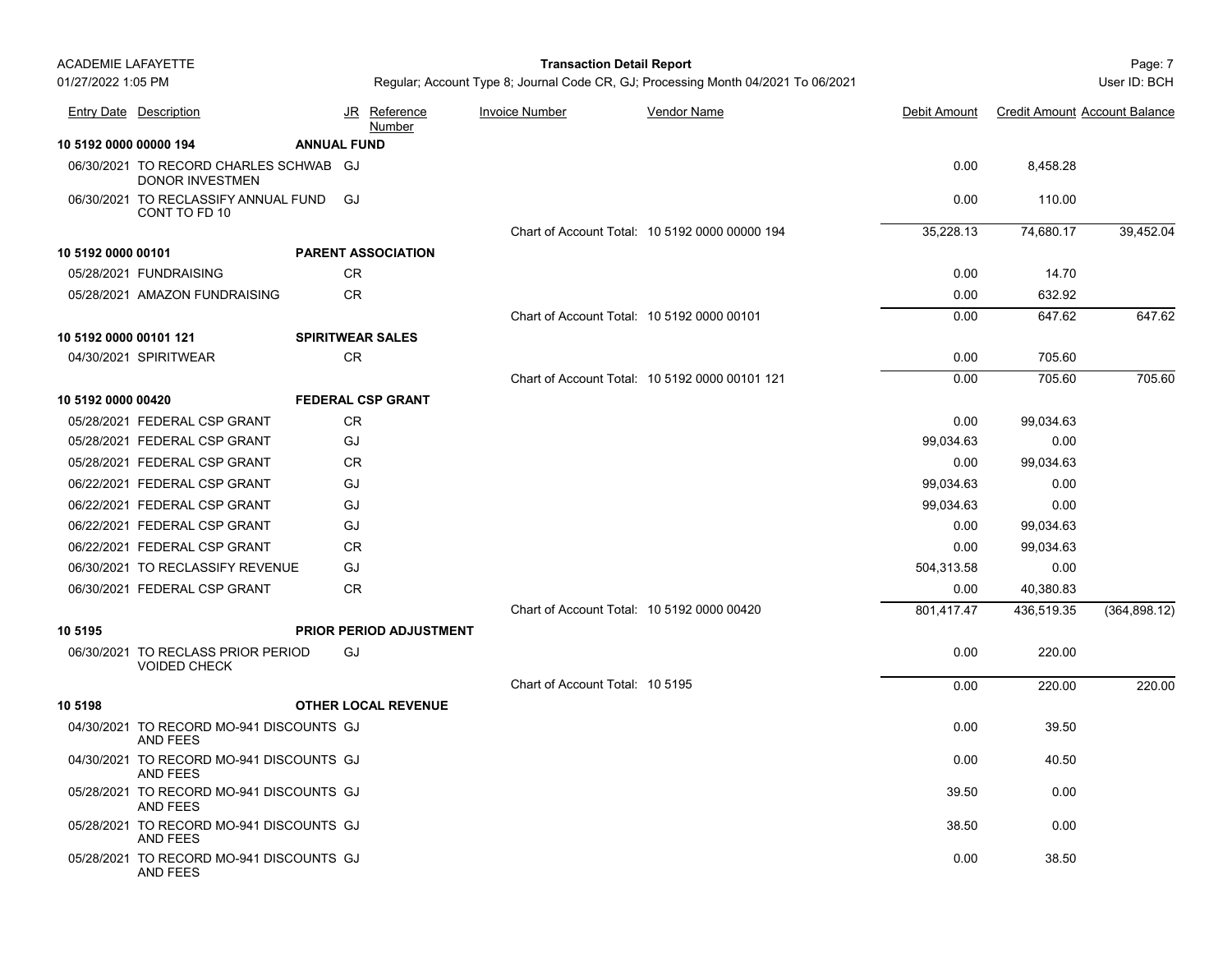| Entry Date | Description | JR | Reference Number | Invoice Number | Vendor Name | Debit Amount | Credit Amount | Account Balance |
|---|---|---|---|---|---|---|---|---|
| **10 5192 0000 00000 194** | | **ANNUAL FUND** | | | | | | |
| 06/30/2021 | TO RECORD CHARLES SCHWAB DONOR INVESTMEN | GJ | | | | 0.00 | 8,458.28 | |
| 06/30/2021 | TO RECLASSIFY ANNUAL FUND CONT TO FD 10 | GJ | | | | 0.00 | 110.00 | |
| | | | | Chart of Account Total: | 10 5192 0000 00000 194 | 35,228.13 | 74,680.17 | 39,452.04 |
| **10 5192 0000 00101** | | **PARENT ASSOCIATION** | | | | | | |
| 05/28/2021 | FUNDRAISING | CR | | | | 0.00 | 14.70 | |
| 05/28/2021 | AMAZON FUNDRAISING | CR | | | | 0.00 | 632.92 | |
| | | | | Chart of Account Total: | 10 5192 0000 00101 | 0.00 | 647.62 | 647.62 |
| **10 5192 0000 00101 121** | | **SPIRITWEAR SALES** | | | | | | |
| 04/30/2021 | SPIRITWEAR | CR | | | | 0.00 | 705.60 | |
| | | | | Chart of Account Total: | 10 5192 0000 00101 121 | 0.00 | 705.60 | 705.60 |
| **10 5192 0000 00420** | | **FEDERAL CSP GRANT** | | | | | | |
| 05/28/2021 | FEDERAL CSP GRANT | CR | | | | 0.00 | 99,034.63 | |
| 05/28/2021 | FEDERAL CSP GRANT | GJ | | | | 99,034.63 | 0.00 | |
| 05/28/2021 | FEDERAL CSP GRANT | CR | | | | 0.00 | 99,034.63 | |
| 06/22/2021 | FEDERAL CSP GRANT | GJ | | | | 99,034.63 | 0.00 | |
| 06/22/2021 | FEDERAL CSP GRANT | GJ | | | | 99,034.63 | 0.00 | |
| 06/22/2021 | FEDERAL CSP GRANT | GJ | | | | 0.00 | 99,034.63 | |
| 06/22/2021 | FEDERAL CSP GRANT | CR | | | | 0.00 | 99,034.63 | |
| 06/30/2021 | TO RECLASSIFY REVENUE | GJ | | | | 504,313.58 | 0.00 | |
| 06/30/2021 | FEDERAL CSP GRANT | CR | | | | 0.00 | 40,380.83 | |
| | | | | Chart of Account Total: | 10 5192 0000 00420 | 801,417.47 | 436,519.35 | (364,898.12) |
| **10 5195** | | **PRIOR PERIOD ADJUSTMENT** | | | | | | |
| 06/30/2021 | TO RECLASS PRIOR PERIOD VOIDED CHECK | GJ | | | | 0.00 | 220.00 | |
| | | | | Chart of Account Total: | 10 5195 | 0.00 | 220.00 | 220.00 |
| **10 5198** | | **OTHER LOCAL REVENUE** | | | | | | |
| 04/30/2021 | TO RECORD MO-941 DISCOUNTS AND FEES | GJ | | | | 0.00 | 39.50 | |
| 04/30/2021 | TO RECORD MO-941 DISCOUNTS AND FEES | GJ | | | | 0.00 | 40.50 | |
| 05/28/2021 | TO RECORD MO-941 DISCOUNTS AND FEES | GJ | | | | 39.50 | 0.00 | |
| 05/28/2021 | TO RECORD MO-941 DISCOUNTS AND FEES | GJ | | | | 38.50 | 0.00 | |
| 05/28/2021 | TO RECORD MO-941 DISCOUNTS AND FEES | GJ | | | | 0.00 | 38.50 | |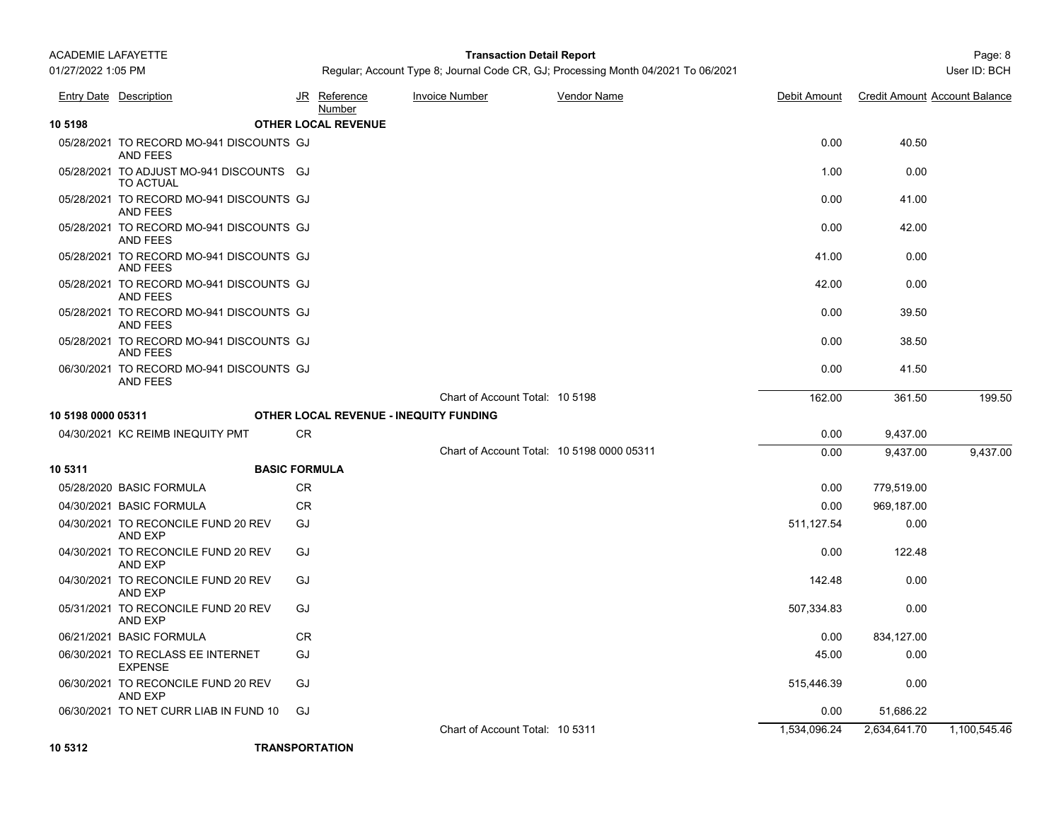ACADEMIE LAFAYETTE

01/27/2022 1:05 PM

**Transaction Detail Report**

Regular; Account Type 8; Journal Code CR, GJ; Processing Month 04/2021 To 06/2021

User ID: BCH

| Entry Date | Description | JR | Reference Number | Invoice Number | Vendor Name | Debit Amount | Credit Amount | Account Balance |
|---|---|---|---|---|---|---|---|---|
| **10 5198** | **OTHER LOCAL REVENUE** | | | | | | | |
| 05/28/2021 | TO RECORD MO-941 DISCOUNTS AND FEES | GJ | | | | 0.00 | 40.50 | |
| 05/28/2021 | TO ADJUST MO-941 DISCOUNTS TO ACTUAL | GJ | | | | 1.00 | 0.00 | |
| 05/28/2021 | TO RECORD MO-941 DISCOUNTS AND FEES | GJ | | | | 0.00 | 41.00 | |
| 05/28/2021 | TO RECORD MO-941 DISCOUNTS AND FEES | GJ | | | | 0.00 | 42.00 | |
| 05/28/2021 | TO RECORD MO-941 DISCOUNTS AND FEES | GJ | | | | 41.00 | 0.00 | |
| 05/28/2021 | TO RECORD MO-941 DISCOUNTS AND FEES | GJ | | | | 42.00 | 0.00 | |
| 05/28/2021 | TO RECORD MO-941 DISCOUNTS AND FEES | GJ | | | | 0.00 | 39.50 | |
| 05/28/2021 | TO RECORD MO-941 DISCOUNTS AND FEES | GJ | | | | 0.00 | 38.50 | |
| 06/30/2021 | TO RECORD MO-941 DISCOUNTS AND FEES | GJ | | | | 0.00 | 41.50 | |
| | | | | Chart of Account Total: 10 5198 | | 162.00 | 361.50 | 199.50 |
| **10 5198 0000 05311** | **OTHER LOCAL REVENUE - INEQUITY FUNDING** | | | | | | | |
| 04/30/2021 | KC REIMB INEQUITY PMT | CR | | | | 0.00 | 9,437.00 | |
| | | | | Chart of Account Total: 10 5198 0000 05311 | | 0.00 | 9,437.00 | 9,437.00 |
| **10 5311** | **BASIC FORMULA** | | | | | | | |
| 05/28/2020 | BASIC FORMULA | CR | | | | 0.00 | 779,519.00 | |
| 04/30/2021 | BASIC FORMULA | CR | | | | 0.00 | 969,187.00 | |
| 04/30/2021 | TO RECONCILE FUND 20 REV AND EXP | GJ | | | | 511,127.54 | 0.00 | |
| 04/30/2021 | TO RECONCILE FUND 20 REV AND EXP | GJ | | | | 0.00 | 122.48 | |
| 04/30/2021 | TO RECONCILE FUND 20 REV AND EXP | GJ | | | | 142.48 | 0.00 | |
| 05/31/2021 | TO RECONCILE FUND 20 REV AND EXP | GJ | | | | 507,334.83 | 0.00 | |
| 06/21/2021 | BASIC FORMULA | CR | | | | 0.00 | 834,127.00 | |
| 06/30/2021 | TO RECLASS EE INTERNET EXPENSE | GJ | | | | 45.00 | 0.00 | |
| 06/30/2021 | TO RECONCILE FUND 20 REV AND EXP | GJ | | | | 515,446.39 | 0.00 | |
| 06/30/2021 | TO NET CURR LIAB IN FUND 10 | GJ | | | | 0.00 | 51,686.22 | |
| | | | | Chart of Account Total: 10 5311 | | 1,534,096.24 | 2,634,641.70 | 1,100,545.46 |
| **10 5312** | **TRANSPORTATION** | | | | | | | |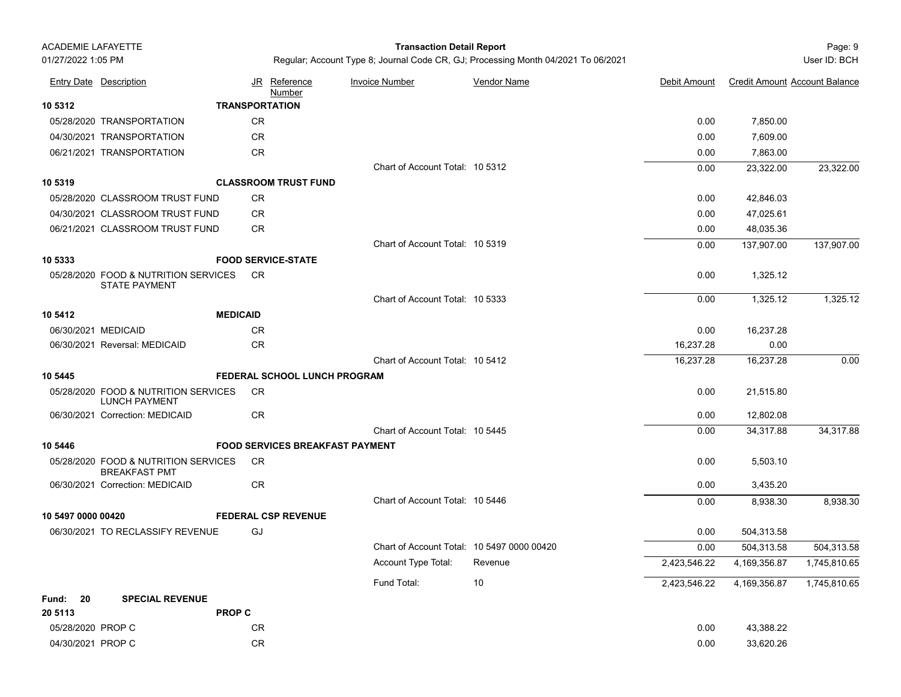| Entry Date | Description | JR | Reference Number | Invoice Number | Vendor Name | Debit Amount | Credit Amount | Account Balance |
|---|---|---|---|---|---|---|---|---|
| **10 5312** | | **TRANSPORTATION** | | | | | | |
| 05/28/2020 | TRANSPORTATION | CR | | | | 0.00 | 7,850.00 | |
| 04/30/2021 | TRANSPORTATION | CR | | | | 0.00 | 7,609.00 | |
| 06/21/2021 | TRANSPORTATION | CR | | | | 0.00 | 7,863.00 | |
| | | | | Chart of Account Total: | 10 5312 | 0.00 | 23,322.00 | 23,322.00 |
| **10 5319** | | **CLASSROOM TRUST FUND** | | | | | | |
| 05/28/2020 | CLASSROOM TRUST FUND | CR | | | | 0.00 | 42,846.03 | |
| 04/30/2021 | CLASSROOM TRUST FUND | CR | | | | 0.00 | 47,025.61 | |
| 06/21/2021 | CLASSROOM TRUST FUND | CR | | | | 0.00 | 48,035.36 | |
| | | | | Chart of Account Total: | 10 5319 | 0.00 | 137,907.00 | 137,907.00 |
| **10 5333** | | **FOOD SERVICE-STATE** | | | | | | |
| 05/28/2020 | FOOD & NUTRITION SERVICES STATE PAYMENT | CR | | | | 0.00 | 1,325.12 | |
| | | | | Chart of Account Total: | 10 5333 | 0.00 | 1,325.12 | 1,325.12 |
| **10 5412** | | **MEDICAID** | | | | | | |
| 06/30/2021 | MEDICAID | CR | | | | 0.00 | 16,237.28 | |
| 06/30/2021 | Reversal: MEDICAID | CR | | | | 16,237.28 | 0.00 | |
| | | | | Chart of Account Total: | 10 5412 | 16,237.28 | 16,237.28 | 0.00 |
| **10 5445** | | **FEDERAL SCHOOL LUNCH PROGRAM** | | | | | | |
| 05/28/2020 | FOOD & NUTRITION SERVICES LUNCH PAYMENT | CR | | | | 0.00 | 21,515.80 | |
| 06/30/2021 | Correction: MEDICAID | CR | | | | 0.00 | 12,802.08 | |
| | | | | Chart of Account Total: | 10 5445 | 0.00 | 34,317.88 | 34,317.88 |
| **10 5446** | | **FOOD SERVICES BREAKFAST PAYMENT** | | | | | | |
| 05/28/2020 | FOOD & NUTRITION SERVICES BREAKFAST PMT | CR | | | | 0.00 | 5,503.10 | |
| 06/30/2021 | Correction: MEDICAID | CR | | | | 0.00 | 3,435.20 | |
| | | | | Chart of Account Total: | 10 5446 | 0.00 | 8,938.30 | 8,938.30 |
| **10 5497 0000 00420** | | **FEDERAL CSP REVENUE** | | | | | | |
| 06/30/2021 | TO RECLASSIFY REVENUE | GJ | | | | 0.00 | 504,313.58 | |
| | | | | Chart of Account Total: | 10 5497 0000 00420 | 0.00 | 504,313.58 | 504,313.58 |
| | | | | Account Type Total: | Revenue | 2,423,546.22 | 4,169,356.87 | 1,745,810.65 |
| | | | | Fund Total: | 10 | 2,423,546.22 | 4,169,356.87 | 1,745,810.65 |
| **Fund: 20** | **SPECIAL REVENUE** | | | | | | | |
| **20 5113** | | **PROP C** | | | | | | |
| 05/28/2020 | PROP C | CR | | | | 0.00 | 43,388.22 | |
| 04/30/2021 | PROP C | CR | | | | 0.00 | 33,620.26 | |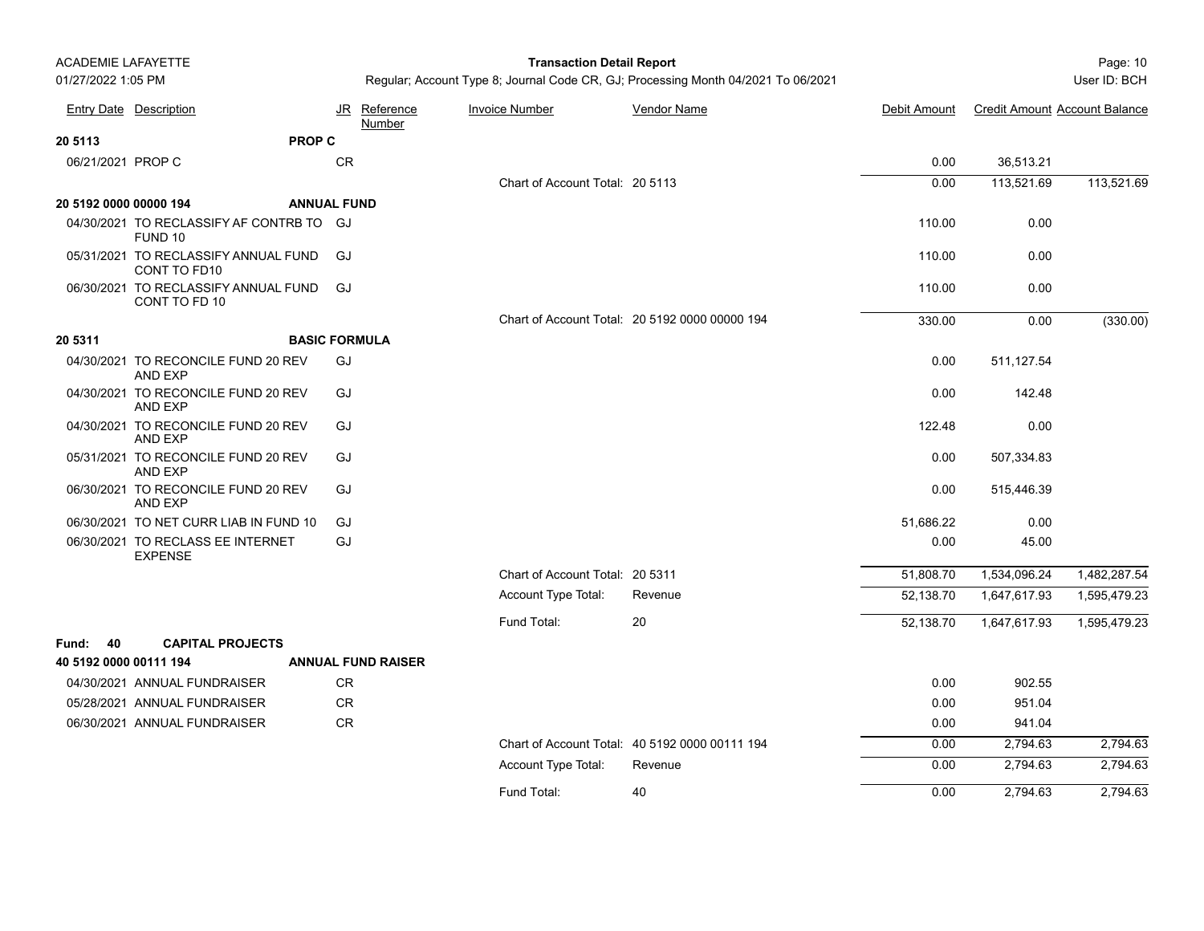| Entry Date | Description | JR | Reference Number | Invoice Number | Vendor Name | Debit Amount | Credit Amount | Account Balance |
|---|---|---|---|---|---|---|---|---|
| **20 5113** | **PROP C** | | | | | | | |
| 06/21/2021 | PROP C | CR | | | | 0.00 | 36,513.21 | |
| | | | | Chart of Account Total: | 20 5113 | 0.00 | 113,521.69 | 113,521.69 |
| **20 5192 0000 00000 194** | **ANNUAL FUND** | | | | | | | |
| 04/30/2021 | TO RECLASSIFY AF CONTRB TO FUND 10 | GJ | | | | 110.00 | 0.00 | |
| 05/31/2021 | TO RECLASSIFY ANNUAL FUND CONT TO FD10 | GJ | | | | 110.00 | 0.00 | |
| 06/30/2021 | TO RECLASSIFY ANNUAL FUND CONT TO FD 10 | GJ | | | | 110.00 | 0.00 | |
| | | | | Chart of Account Total: | 20 5192 0000 00000 194 | 330.00 | 0.00 | (330.00) |
| **20 5311** | **BASIC FORMULA** | | | | | | | |
| 04/30/2021 | TO RECONCILE FUND 20 REV AND EXP | GJ | | | | 0.00 | 511,127.54 | |
| 04/30/2021 | TO RECONCILE FUND 20 REV AND EXP | GJ | | | | 0.00 | 142.48 | |
| 04/30/2021 | TO RECONCILE FUND 20 REV AND EXP | GJ | | | | 122.48 | 0.00 | |
| 05/31/2021 | TO RECONCILE FUND 20 REV AND EXP | GJ | | | | 0.00 | 507,334.83 | |
| 06/30/2021 | TO RECONCILE FUND 20 REV AND EXP | GJ | | | | 0.00 | 515,446.39 | |
| 06/30/2021 | TO NET CURR LIAB IN FUND 10 | GJ | | | | 51,686.22 | 0.00 | |
| 06/30/2021 | TO RECLASS EE INTERNET EXPENSE | GJ | | | | 0.00 | 45.00 | |
| | | | | Chart of Account Total: | 20 5311 | 51,808.70 | 1,534,096.24 | 1,482,287.54 |
| | | | | Account Type Total: | Revenue | 52,138.70 | 1,647,617.93 | 1,595,479.23 |
| | | | | Fund Total: | 20 | 52,138.70 | 1,647,617.93 | 1,595,479.23 |
| **Fund: 40** | **CAPITAL PROJECTS** | | | | | | | |
| **40 5192 0000 00111 194** | **ANNUAL FUND RAISER** | | | | | | | |
| 04/30/2021 | ANNUAL FUNDRAISER | CR | | | | 0.00 | 902.55 | |
| 05/28/2021 | ANNUAL FUNDRAISER | CR | | | | 0.00 | 951.04 | |
| 06/30/2021 | ANNUAL FUNDRAISER | CR | | | | 0.00 | 941.04 | |
| | | | | Chart of Account Total: | 40 5192 0000 00111 194 | 0.00 | 2,794.63 | 2,794.63 |
| | | | | Account Type Total: | Revenue | 0.00 | 2,794.63 | 2,794.63 |
| | | | | Fund Total: | 40 | 0.00 | 2,794.63 | 2,794.63 |